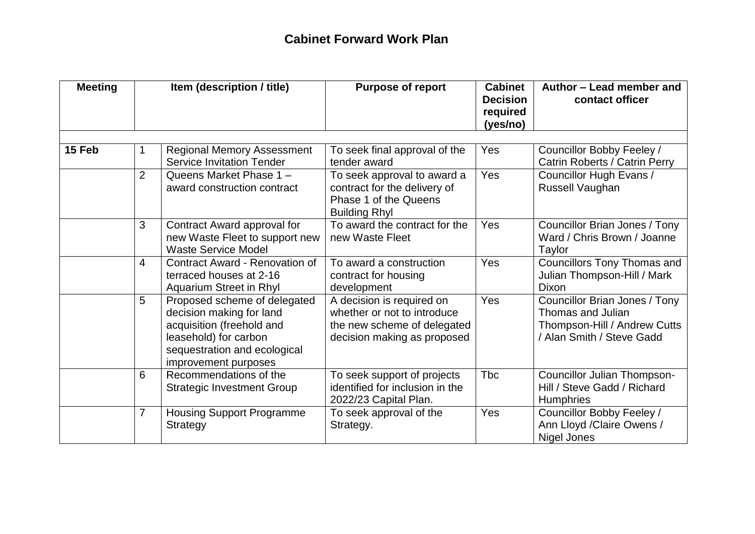# Cabinet Forward Work Plan

| Meeting | | Item (description / title) | Purpose of report | Cabinet Decision required (yes/no) | Author – Lead member and contact officer |
|---|---|---|---|---|---|
| | | | | | |
| **15 Feb** | 1 | Regional Memory Assessment Service Invitation Tender | To seek final approval of the tender award | Yes | Councillor Bobby Feeley / Catrin Roberts / Catrin Perry |
| | 2 | Queens Market Phase 1 – award construction contract | To seek approval to award a contract for the delivery of Phase 1 of the Queens Building Rhyl | Yes | Councillor Hugh Evans / Russell Vaughan |
| | 3 | Contract Award approval for new Waste Fleet to support new Waste Service Model | To award the contract for the new Waste Fleet | Yes | Councillor Brian Jones / Tony Ward / Chris Brown / Joanne Taylor |
| | 4 | Contract Award - Renovation of terraced houses at 2-16 Aquarium Street in Rhyl | To award a construction contract for housing development | Yes | Councillors Tony Thomas and Julian Thompson-Hill / Mark Dixon |
| | 5 | Proposed scheme of delegated decision making for land acquisition (freehold and leasehold) for carbon sequestration and ecological improvement purposes | A decision is required on whether or not to introduce the new scheme of delegated decision making as proposed | Yes | Councillor Brian Jones / Tony Thomas and Julian Thompson-Hill / Andrew Cutts / Alan Smith / Steve Gadd |
| | 6 | Recommendations of the Strategic Investment Group | To seek support of projects identified for inclusion in the 2022/23 Capital Plan. | Tbc | Councillor Julian Thompson-Hill / Steve Gadd / Richard Humphries |
| | 7 | Housing Support Programme Strategy | To seek approval of the Strategy. | Yes | Councillor Bobby Feeley / Ann Lloyd /Claire Owens / Nigel Jones |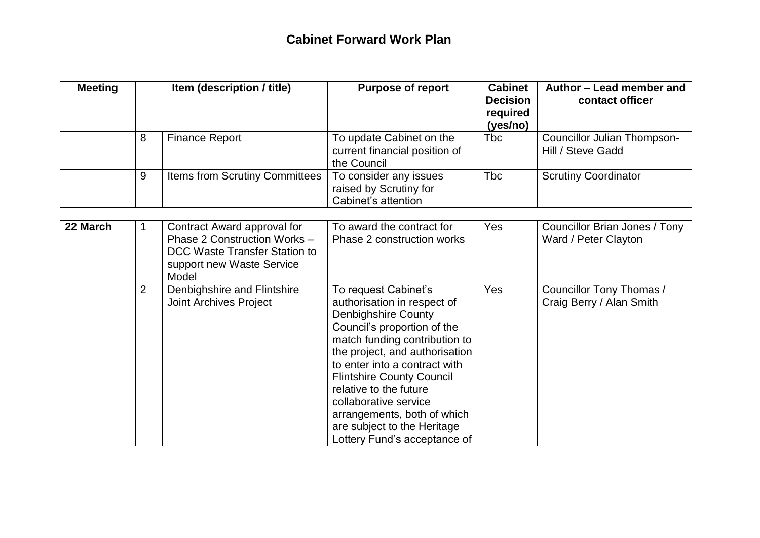## Cabinet Forward Work Plan

| Meeting | | Item (description / title) | Purpose of report | Cabinet Decision required (yes/no) | Author – Lead member and contact officer |
|---|---|---|---|---|---|
| | 8 | Finance Report | To update Cabinet on the current financial position of the Council | Tbc | Councillor Julian Thompson-Hill / Steve Gadd |
| | 9 | Items from Scrutiny Committees | To consider any issues raised by Scrutiny for Cabinet's attention | Tbc | Scrutiny Coordinator |
| | | | | | |
| **22 March** | 1 | Contract Award approval for Phase 2 Construction Works – DCC Waste Transfer Station to support new Waste Service Model | To award the contract for Phase 2 construction works | Yes | Councillor Brian Jones / Tony Ward / Peter Clayton |
| | 2 | Denbighshire and Flintshire Joint Archives Project | To request Cabinet's authorisation in respect of Denbighshire County Council's proportion of the match funding contribution to the project, and authorisation to enter into a contract with Flintshire County Council relative to the future collaborative service arrangements, both of which are subject to the Heritage Lottery Fund's acceptance of | Yes | Councillor Tony Thomas / Craig Berry / Alan Smith |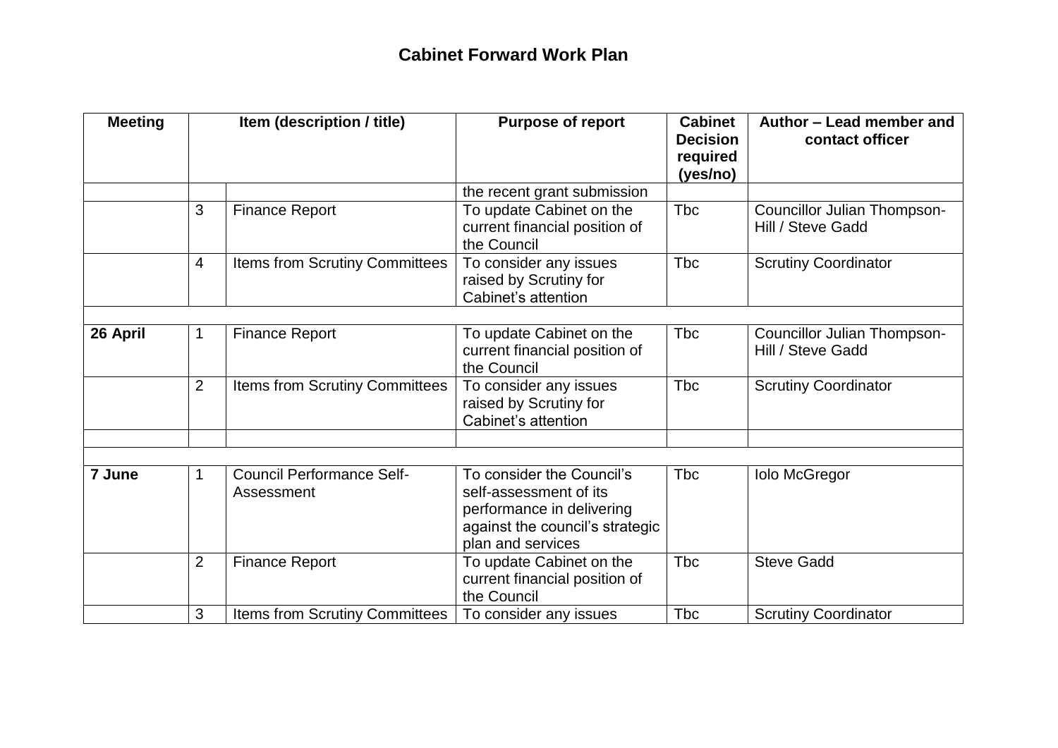# Cabinet Forward Work Plan

| Meeting | Item (description / title) | | Purpose of report | Cabinet Decision required (yes/no) | Author – Lead member and contact officer |
|---|---|---|---|---|---|
| | | | the recent grant submission | | |
| | 3 | Finance Report | To update Cabinet on the current financial position of the Council | Tbc | Councillor Julian Thompson-Hill / Steve Gadd |
| | 4 | Items from Scrutiny Committees | To consider any issues raised by Scrutiny for Cabinet's attention | Tbc | Scrutiny Coordinator |
| | | | | | |
| **26 April** | 1 | Finance Report | To update Cabinet on the current financial position of the Council | Tbc | Councillor Julian Thompson-Hill / Steve Gadd |
| | 2 | Items from Scrutiny Committees | To consider any issues raised by Scrutiny for Cabinet's attention | Tbc | Scrutiny Coordinator |
| | | | | | |
| | | | | | |
| **7 June** | 1 | Council Performance Self-Assessment | To consider the Council's self-assessment of its performance in delivering against the council's strategic plan and services | Tbc | Iolo McGregor |
| | 2 | Finance Report | To update Cabinet on the current financial position of the Council | Tbc | Steve Gadd |
| | 3 | Items from Scrutiny Committees | To consider any issues | Tbc | Scrutiny Coordinator |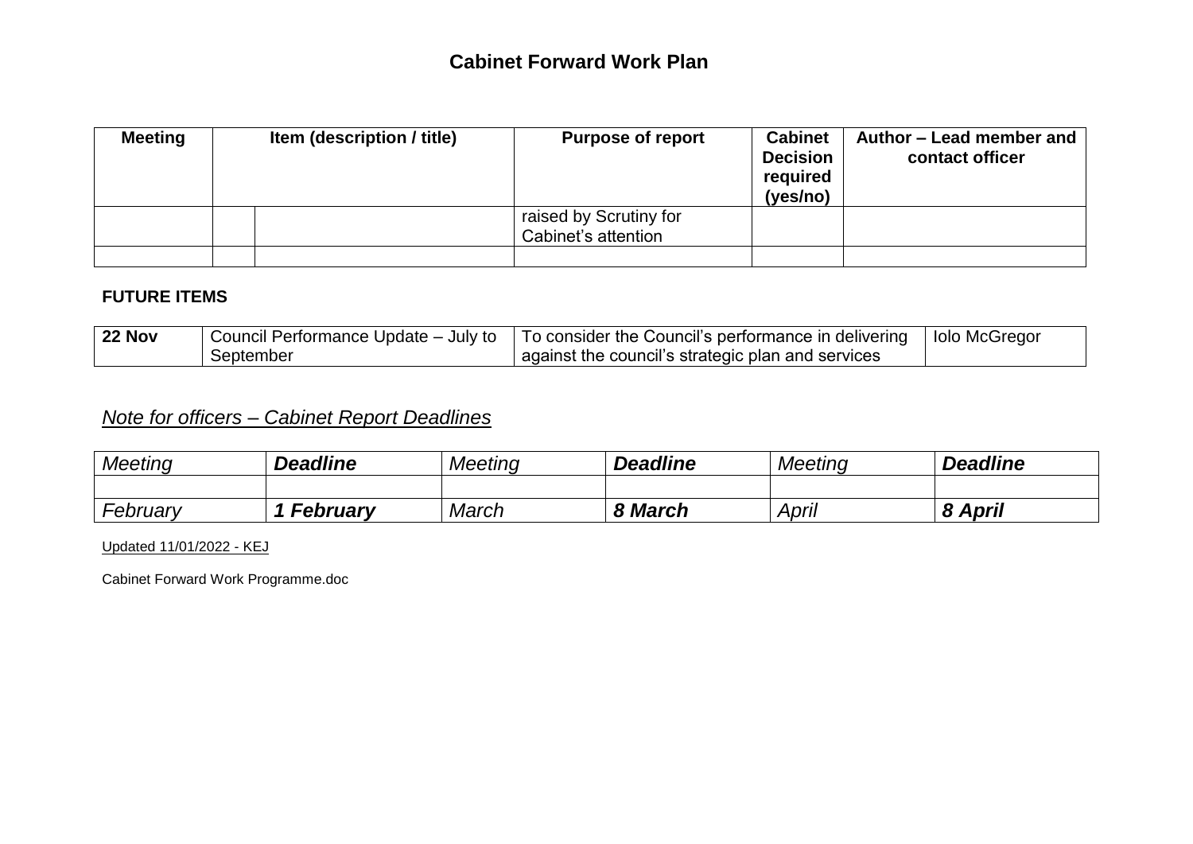## Cabinet Forward Work Plan

| Meeting | Item (description / title) | | Purpose of report | Cabinet Decision required (yes/no) | Author – Lead member and contact officer |
|---|---|---|---|---|---|
| | | | raised by Scrutiny for Cabinet's attention | | |
| | | | | | |

**FUTURE ITEMS**

| | | | |
|---|---|---|---|
| **22 Nov** | Council Performance Update – July to September | To consider the Council's performance in delivering against the council's strategic plan and services | Iolo McGregor |

*Note for officers – Cabinet Report Deadlines*

| *Meeting* | ***Deadline*** | *Meeting* | ***Deadline*** | *Meeting* | ***Deadline*** |
|---|---|---|---|---|---|
| | | | | | |
| *February* | ***1 February*** | *March* | ***8 March*** | *April* | ***8 April*** |

Updated 11/01/2022 - KEJ

Cabinet Forward Work Programme.doc